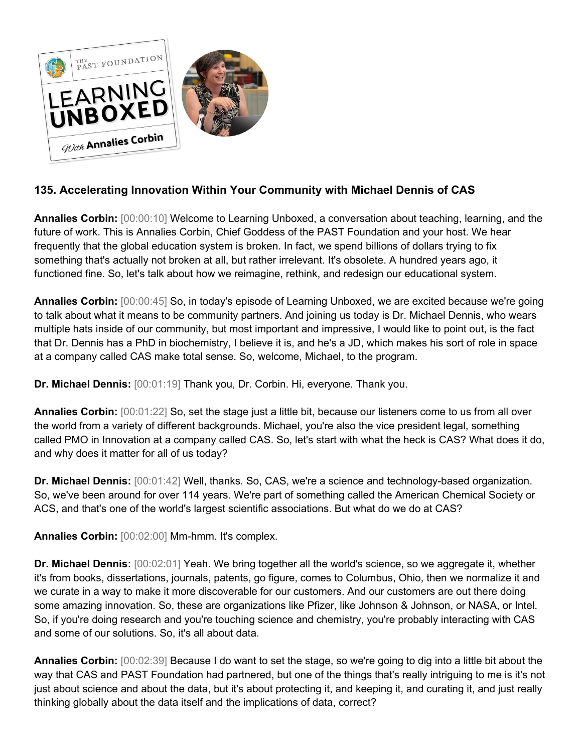## 135. Accelerating Innovation Within Your Community with Michael Dennis of CAS

**Annalies Corbin:** [00:00:10] Welcome to Learning Unboxed, a conversation about teaching, learning, and the future of work. This is Annalies Corbin, Chief Goddess of the PAST Foundation and your host. We hear frequently that the global education system is broken. In fact, we spend billions of dollars trying to fix something that's actually not broken at all, but rather irrelevant. It's obsolete. A hundred years ago, it functioned fine. So, let's talk about how we reimagine, rethink, and redesign our educational system.

**Annalies Corbin:** [00:00:45] So, in today's episode of Learning Unboxed, we are excited because we're going to talk about what it means to be community partners. And joining us today is Dr. Michael Dennis, who wears multiple hats inside of our community, but most important and impressive, I would like to point out, is the fact that Dr. Dennis has a PhD in biochemistry, I believe it is, and he's a JD, which makes his sort of role in space at a company called CAS make total sense. So, welcome, Michael, to the program.

**Dr. Michael Dennis:** [00:01:19] Thank you, Dr. Corbin. Hi, everyone. Thank you.

**Annalies Corbin:** [00:01:22] So, set the stage just a little bit, because our listeners come to us from all over the world from a variety of different backgrounds. Michael, you're also the vice president legal, something called PMO in Innovation at a company called CAS. So, let's start with what the heck is CAS? What does it do, and why does it matter for all of us today?

**Dr. Michael Dennis:** [00:01:42] Well, thanks. So, CAS, we're a science and technology-based organization. So, we've been around for over 114 years. We're part of something called the American Chemical Society or ACS, and that's one of the world's largest scientific associations. But what do we do at CAS?

**Annalies Corbin:** [00:02:00] Mm-hmm. It's complex.

**Dr. Michael Dennis:** [00:02:01] Yeah. We bring together all the world's science, so we aggregate it, whether it's from books, dissertations, journals, patents, go figure, comes to Columbus, Ohio, then we normalize it and we curate in a way to make it more discoverable for our customers. And our customers are out there doing some amazing innovation. So, these are organizations like Pfizer, like Johnson & Johnson, or NASA, or Intel. So, if you're doing research and you're touching science and chemistry, you're probably interacting with CAS and some of our solutions. So, it's all about data.

**Annalies Corbin:** [00:02:39] Because I do want to set the stage, so we're going to dig into a little bit about the way that CAS and PAST Foundation had partnered, but one of the things that's really intriguing to me is it's not just about science and about the data, but it's about protecting it, and keeping it, and curating it, and just really thinking globally about the data itself and the implications of data, correct?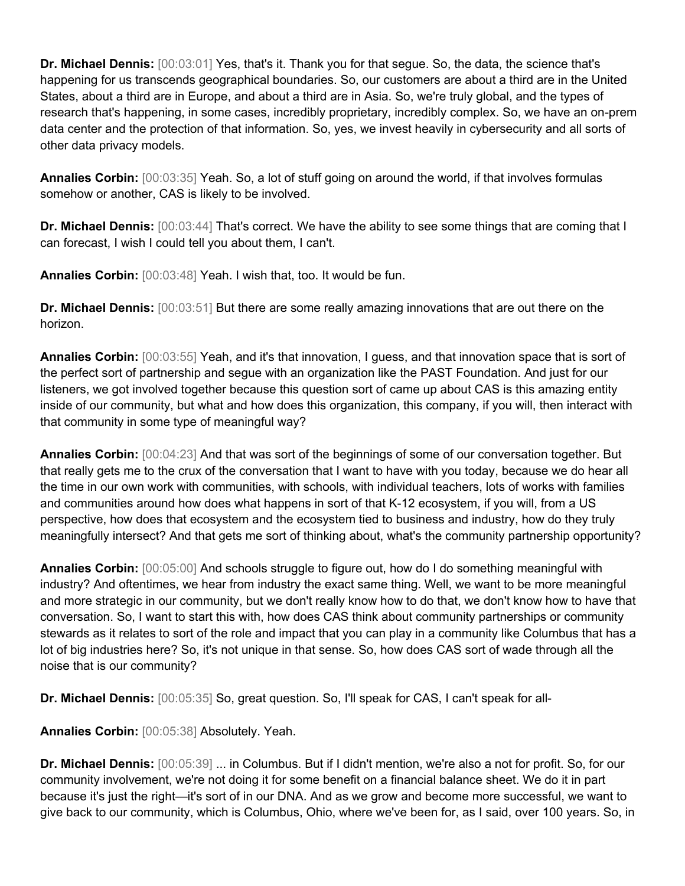**Dr. Michael Dennis:** [00:03:01] Yes, that's it. Thank you for that segue. So, the data, the science that's happening for us transcends geographical boundaries. So, our customers are about a third are in the United States, about a third are in Europe, and about a third are in Asia. So, we're truly global, and the types of research that's happening, in some cases, incredibly proprietary, incredibly complex. So, we have an on-prem data center and the protection of that information. So, yes, we invest heavily in cybersecurity and all sorts of other data privacy models.

**Annalies Corbin:** [00:03:35] Yeah. So, a lot of stuff going on around the world, if that involves formulas somehow or another, CAS is likely to be involved.

**Dr. Michael Dennis:** [00:03:44] That's correct. We have the ability to see some things that are coming that I can forecast, I wish I could tell you about them, I can't.

**Annalies Corbin:** [00:03:48] Yeah. I wish that, too. It would be fun.

**Dr. Michael Dennis:** [00:03:51] But there are some really amazing innovations that are out there on the horizon.

**Annalies Corbin:** [00:03:55] Yeah, and it's that innovation, I guess, and that innovation space that is sort of the perfect sort of partnership and segue with an organization like the PAST Foundation. And just for our listeners, we got involved together because this question sort of came up about CAS is this amazing entity inside of our community, but what and how does this organization, this company, if you will, then interact with that community in some type of meaningful way?

**Annalies Corbin:** [00:04:23] And that was sort of the beginnings of some of our conversation together. But that really gets me to the crux of the conversation that I want to have with you today, because we do hear all the time in our own work with communities, with schools, with individual teachers, lots of works with families and communities around how does what happens in sort of that K-12 ecosystem, if you will, from a US perspective, how does that ecosystem and the ecosystem tied to business and industry, how do they truly meaningfully intersect? And that gets me sort of thinking about, what's the community partnership opportunity?

**Annalies Corbin:** [00:05:00] And schools struggle to figure out, how do I do something meaningful with industry? And oftentimes, we hear from industry the exact same thing. Well, we want to be more meaningful and more strategic in our community, but we don't really know how to do that, we don't know how to have that conversation. So, I want to start this with, how does CAS think about community partnerships or community stewards as it relates to sort of the role and impact that you can play in a community like Columbus that has a lot of big industries here? So, it's not unique in that sense. So, how does CAS sort of wade through all the noise that is our community?

**Dr. Michael Dennis:** [00:05:35] So, great question. So, I'll speak for CAS, I can't speak for all-

**Annalies Corbin:** [00:05:38] Absolutely. Yeah.

**Dr. Michael Dennis:** [00:05:39] ... in Columbus. But if I didn't mention, we're also a not for profit. So, for our community involvement, we're not doing it for some benefit on a financial balance sheet. We do it in part because it's just the right—it's sort of in our DNA. And as we grow and become more successful, we want to give back to our community, which is Columbus, Ohio, where we've been for, as I said, over 100 years. So, in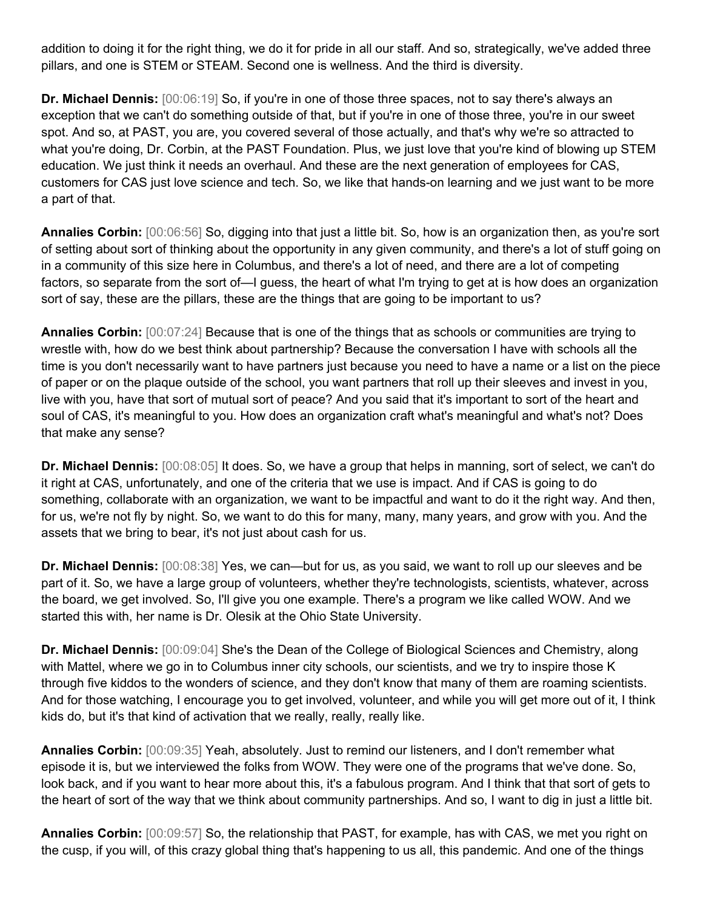addition to doing it for the right thing, we do it for pride in all our staff. And so, strategically, we've added three pillars, and one is STEM or STEAM. Second one is wellness. And the third is diversity.

**Dr. Michael Dennis:** [00:06:19] So, if you're in one of those three spaces, not to say there's always an exception that we can't do something outside of that, but if you're in one of those three, you're in our sweet spot. And so, at PAST, you are, you covered several of those actually, and that's why we're so attracted to what you're doing, Dr. Corbin, at the PAST Foundation. Plus, we just love that you're kind of blowing up STEM education. We just think it needs an overhaul. And these are the next generation of employees for CAS, customers for CAS just love science and tech. So, we like that hands-on learning and we just want to be more a part of that.

**Annalies Corbin:** [00:06:56] So, digging into that just a little bit. So, how is an organization then, as you're sort of setting about sort of thinking about the opportunity in any given community, and there's a lot of stuff going on in a community of this size here in Columbus, and there's a lot of need, and there are a lot of competing factors, so separate from the sort of—I guess, the heart of what I'm trying to get at is how does an organization sort of say, these are the pillars, these are the things that are going to be important to us?

**Annalies Corbin:** [00:07:24] Because that is one of the things that as schools or communities are trying to wrestle with, how do we best think about partnership? Because the conversation I have with schools all the time is you don't necessarily want to have partners just because you need to have a name or a list on the piece of paper or on the plaque outside of the school, you want partners that roll up their sleeves and invest in you, live with you, have that sort of mutual sort of peace? And you said that it's important to sort of the heart and soul of CAS, it's meaningful to you. How does an organization craft what's meaningful and what's not? Does that make any sense?

**Dr. Michael Dennis:** [00:08:05] It does. So, we have a group that helps in manning, sort of select, we can't do it right at CAS, unfortunately, and one of the criteria that we use is impact. And if CAS is going to do something, collaborate with an organization, we want to be impactful and want to do it the right way. And then, for us, we're not fly by night. So, we want to do this for many, many, many years, and grow with you. And the assets that we bring to bear, it's not just about cash for us.

**Dr. Michael Dennis:** [00:08:38] Yes, we can—but for us, as you said, we want to roll up our sleeves and be part of it. So, we have a large group of volunteers, whether they're technologists, scientists, whatever, across the board, we get involved. So, I'll give you one example. There's a program we like called WOW. And we started this with, her name is Dr. Olesik at the Ohio State University.

**Dr. Michael Dennis:** [00:09:04] She's the Dean of the College of Biological Sciences and Chemistry, along with Mattel, where we go in to Columbus inner city schools, our scientists, and we try to inspire those K through five kiddos to the wonders of science, and they don't know that many of them are roaming scientists. And for those watching, I encourage you to get involved, volunteer, and while you will get more out of it, I think kids do, but it's that kind of activation that we really, really, really like.

**Annalies Corbin:** [00:09:35] Yeah, absolutely. Just to remind our listeners, and I don't remember what episode it is, but we interviewed the folks from WOW. They were one of the programs that we've done. So, look back, and if you want to hear more about this, it's a fabulous program. And I think that that sort of gets to the heart of sort of the way that we think about community partnerships. And so, I want to dig in just a little bit.

**Annalies Corbin:** [00:09:57] So, the relationship that PAST, for example, has with CAS, we met you right on the cusp, if you will, of this crazy global thing that's happening to us all, this pandemic. And one of the things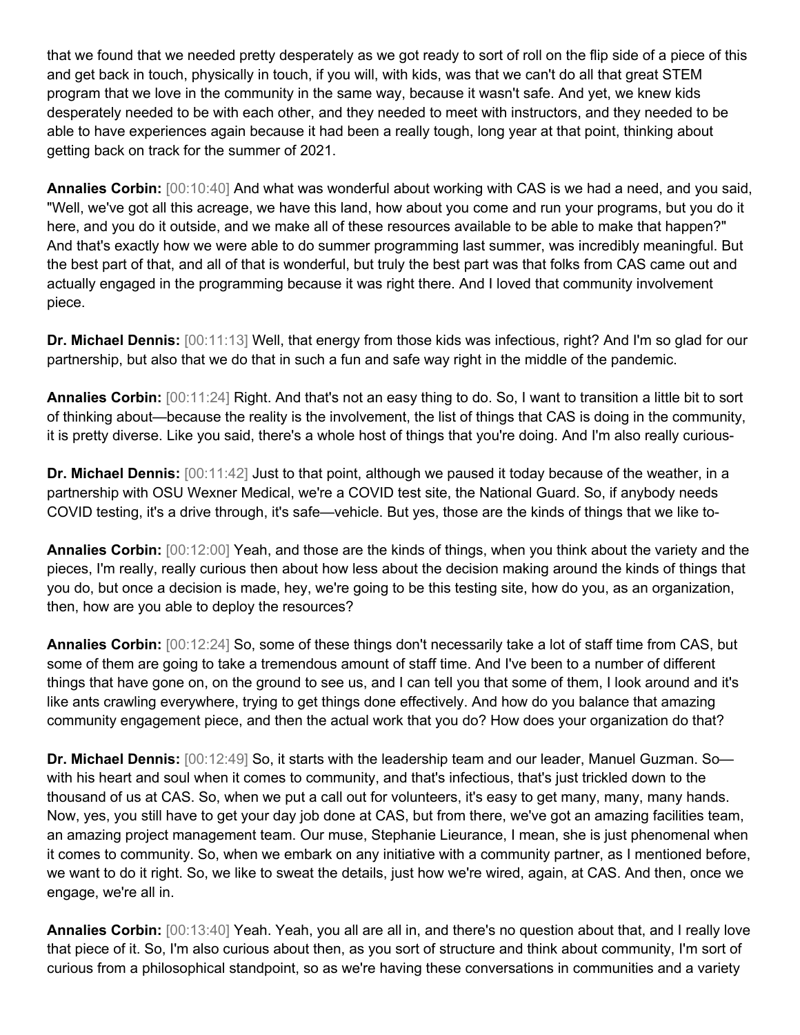that we found that we needed pretty desperately as we got ready to sort of roll on the flip side of a piece of this and get back in touch, physically in touch, if you will, with kids, was that we can't do all that great STEM program that we love in the community in the same way, because it wasn't safe. And yet, we knew kids desperately needed to be with each other, and they needed to meet with instructors, and they needed to be able to have experiences again because it had been a really tough, long year at that point, thinking about getting back on track for the summer of 2021.

**Annalies Corbin:** [00:10:40] And what was wonderful about working with CAS is we had a need, and you said, "Well, we've got all this acreage, we have this land, how about you come and run your programs, but you do it here, and you do it outside, and we make all of these resources available to be able to make that happen?" And that's exactly how we were able to do summer programming last summer, was incredibly meaningful. But the best part of that, and all of that is wonderful, but truly the best part was that folks from CAS came out and actually engaged in the programming because it was right there. And I loved that community involvement piece.

**Dr. Michael Dennis:** [00:11:13] Well, that energy from those kids was infectious, right? And I'm so glad for our partnership, but also that we do that in such a fun and safe way right in the middle of the pandemic.

**Annalies Corbin:** [00:11:24] Right. And that's not an easy thing to do. So, I want to transition a little bit to sort of thinking about—because the reality is the involvement, the list of things that CAS is doing in the community, it is pretty diverse. Like you said, there's a whole host of things that you're doing. And I'm also really curious-

**Dr. Michael Dennis:** [00:11:42] Just to that point, although we paused it today because of the weather, in a partnership with OSU Wexner Medical, we're a COVID test site, the National Guard. So, if anybody needs COVID testing, it's a drive through, it's safe—vehicle. But yes, those are the kinds of things that we like to-

**Annalies Corbin:** [00:12:00] Yeah, and those are the kinds of things, when you think about the variety and the pieces, I'm really, really curious then about how less about the decision making around the kinds of things that you do, but once a decision is made, hey, we're going to be this testing site, how do you, as an organization, then, how are you able to deploy the resources?

**Annalies Corbin:** [00:12:24] So, some of these things don't necessarily take a lot of staff time from CAS, but some of them are going to take a tremendous amount of staff time. And I've been to a number of different things that have gone on, on the ground to see us, and I can tell you that some of them, I look around and it's like ants crawling everywhere, trying to get things done effectively. And how do you balance that amazing community engagement piece, and then the actual work that you do? How does your organization do that?

**Dr. Michael Dennis:** [00:12:49] So, it starts with the leadership team and our leader, Manuel Guzman. So—with his heart and soul when it comes to community, and that's infectious, that's just trickled down to the thousand of us at CAS. So, when we put a call out for volunteers, it's easy to get many, many, many hands. Now, yes, you still have to get your day job done at CAS, but from there, we've got an amazing facilities team, an amazing project management team. Our muse, Stephanie Lieurance, I mean, she is just phenomenal when it comes to community. So, when we embark on any initiative with a community partner, as I mentioned before, we want to do it right. So, we like to sweat the details, just how we're wired, again, at CAS. And then, once we engage, we're all in.

**Annalies Corbin:** [00:13:40] Yeah. Yeah, you all are all in, and there's no question about that, and I really love that piece of it. So, I'm also curious about then, as you sort of structure and think about community, I'm sort of curious from a philosophical standpoint, so as we're having these conversations in communities and a variety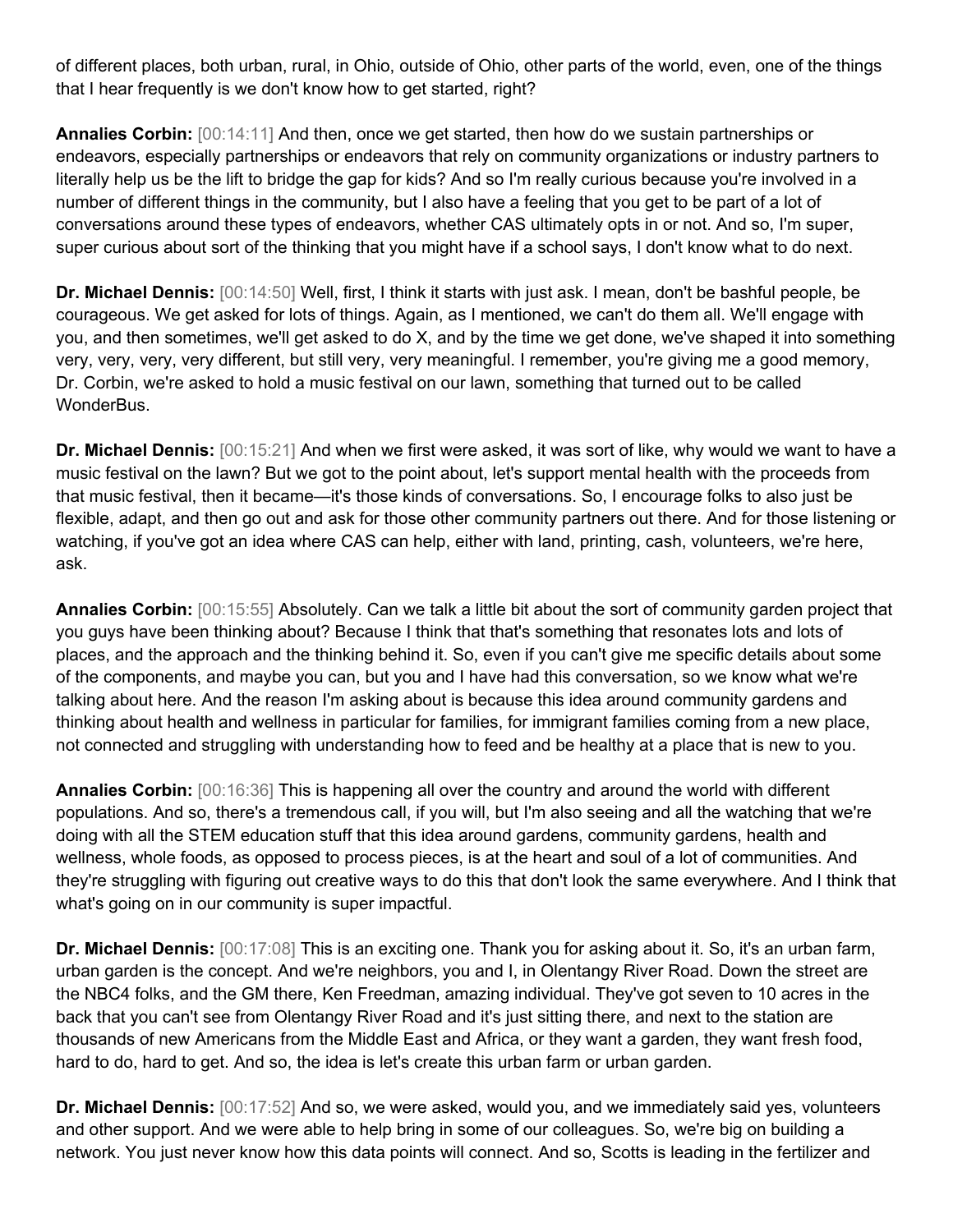of different places, both urban, rural, in Ohio, outside of Ohio, other parts of the world, even, one of the things that I hear frequently is we don't know how to get started, right?

**Annalies Corbin:** [00:14:11] And then, once we get started, then how do we sustain partnerships or endeavors, especially partnerships or endeavors that rely on community organizations or industry partners to literally help us be the lift to bridge the gap for kids? And so I'm really curious because you're involved in a number of different things in the community, but I also have a feeling that you get to be part of a lot of conversations around these types of endeavors, whether CAS ultimately opts in or not. And so, I'm super, super curious about sort of the thinking that you might have if a school says, I don't know what to do next.

**Dr. Michael Dennis:** [00:14:50] Well, first, I think it starts with just ask. I mean, don't be bashful people, be courageous. We get asked for lots of things. Again, as I mentioned, we can't do them all. We'll engage with you, and then sometimes, we'll get asked to do X, and by the time we get done, we've shaped it into something very, very, very, very different, but still very, very meaningful. I remember, you're giving me a good memory, Dr. Corbin, we're asked to hold a music festival on our lawn, something that turned out to be called WonderBus.

**Dr. Michael Dennis:** [00:15:21] And when we first were asked, it was sort of like, why would we want to have a music festival on the lawn? But we got to the point about, let's support mental health with the proceeds from that music festival, then it became—it's those kinds of conversations. So, I encourage folks to also just be flexible, adapt, and then go out and ask for those other community partners out there. And for those listening or watching, if you've got an idea where CAS can help, either with land, printing, cash, volunteers, we're here, ask.

**Annalies Corbin:** [00:15:55] Absolutely. Can we talk a little bit about the sort of community garden project that you guys have been thinking about? Because I think that that's something that resonates lots and lots of places, and the approach and the thinking behind it. So, even if you can't give me specific details about some of the components, and maybe you can, but you and I have had this conversation, so we know what we're talking about here. And the reason I'm asking about is because this idea around community gardens and thinking about health and wellness in particular for families, for immigrant families coming from a new place, not connected and struggling with understanding how to feed and be healthy at a place that is new to you.

**Annalies Corbin:** [00:16:36] This is happening all over the country and around the world with different populations. And so, there's a tremendous call, if you will, but I'm also seeing and all the watching that we're doing with all the STEM education stuff that this idea around gardens, community gardens, health and wellness, whole foods, as opposed to process pieces, is at the heart and soul of a lot of communities. And they're struggling with figuring out creative ways to do this that don't look the same everywhere. And I think that what's going on in our community is super impactful.

**Dr. Michael Dennis:** [00:17:08] This is an exciting one. Thank you for asking about it. So, it's an urban farm, urban garden is the concept. And we're neighbors, you and I, in Olentangy River Road. Down the street are the NBC4 folks, and the GM there, Ken Freedman, amazing individual. They've got seven to 10 acres in the back that you can't see from Olentangy River Road and it's just sitting there, and next to the station are thousands of new Americans from the Middle East and Africa, or they want a garden, they want fresh food, hard to do, hard to get. And so, the idea is let's create this urban farm or urban garden.

**Dr. Michael Dennis:** [00:17:52] And so, we were asked, would you, and we immediately said yes, volunteers and other support. And we were able to help bring in some of our colleagues. So, we're big on building a network. You just never know how this data points will connect. And so, Scotts is leading in the fertilizer and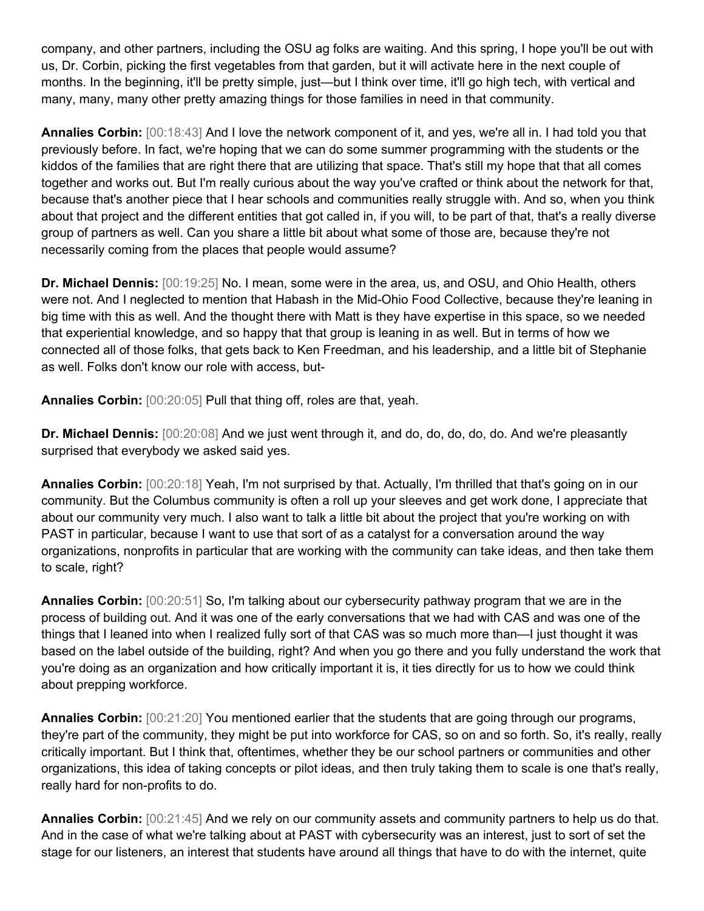company, and other partners, including the OSU ag folks are waiting. And this spring, I hope you'll be out with us, Dr. Corbin, picking the first vegetables from that garden, but it will activate here in the next couple of months. In the beginning, it'll be pretty simple, just—but I think over time, it'll go high tech, with vertical and many, many, many other pretty amazing things for those families in need in that community.

**Annalies Corbin:** [00:18:43] And I love the network component of it, and yes, we're all in. I had told you that previously before. In fact, we're hoping that we can do some summer programming with the students or the kiddos of the families that are right there that are utilizing that space. That's still my hope that that all comes together and works out. But I'm really curious about the way you've crafted or think about the network for that, because that's another piece that I hear schools and communities really struggle with. And so, when you think about that project and the different entities that got called in, if you will, to be part of that, that's a really diverse group of partners as well. Can you share a little bit about what some of those are, because they're not necessarily coming from the places that people would assume?

**Dr. Michael Dennis:** [00:19:25] No. I mean, some were in the area, us, and OSU, and Ohio Health, others were not. And I neglected to mention that Habash in the Mid-Ohio Food Collective, because they're leaning in big time with this as well. And the thought there with Matt is they have expertise in this space, so we needed that experiential knowledge, and so happy that that group is leaning in as well. But in terms of how we connected all of those folks, that gets back to Ken Freedman, and his leadership, and a little bit of Stephanie as well. Folks don't know our role with access, but-

**Annalies Corbin:** [00:20:05] Pull that thing off, roles are that, yeah.

**Dr. Michael Dennis:** [00:20:08] And we just went through it, and do, do, do, do, do. And we're pleasantly surprised that everybody we asked said yes.

**Annalies Corbin:** [00:20:18] Yeah, I'm not surprised by that. Actually, I'm thrilled that that's going on in our community. But the Columbus community is often a roll up your sleeves and get work done, I appreciate that about our community very much. I also want to talk a little bit about the project that you're working on with PAST in particular, because I want to use that sort of as a catalyst for a conversation around the way organizations, nonprofits in particular that are working with the community can take ideas, and then take them to scale, right?

**Annalies Corbin:** [00:20:51] So, I'm talking about our cybersecurity pathway program that we are in the process of building out. And it was one of the early conversations that we had with CAS and was one of the things that I leaned into when I realized fully sort of that CAS was so much more than—I just thought it was based on the label outside of the building, right? And when you go there and you fully understand the work that you're doing as an organization and how critically important it is, it ties directly for us to how we could think about prepping workforce.

**Annalies Corbin:** [00:21:20] You mentioned earlier that the students that are going through our programs, they're part of the community, they might be put into workforce for CAS, so on and so forth. So, it's really, really critically important. But I think that, oftentimes, whether they be our school partners or communities and other organizations, this idea of taking concepts or pilot ideas, and then truly taking them to scale is one that's really, really hard for non-profits to do.

**Annalies Corbin:** [00:21:45] And we rely on our community assets and community partners to help us do that. And in the case of what we're talking about at PAST with cybersecurity was an interest, just to sort of set the stage for our listeners, an interest that students have around all things that have to do with the internet, quite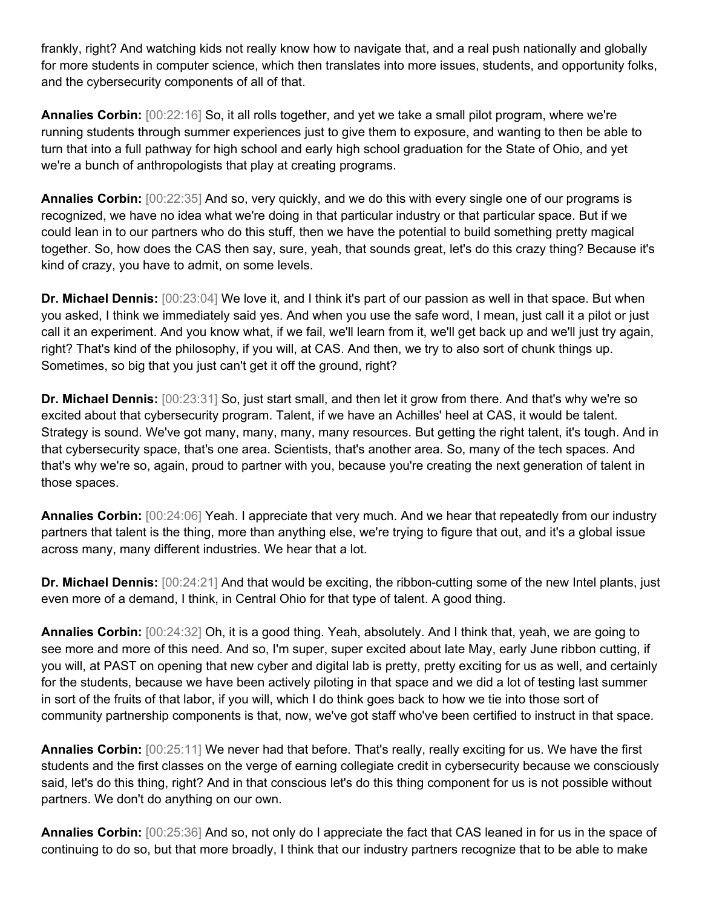frankly, right? And watching kids not really know how to navigate that, and a real push nationally and globally for more students in computer science, which then translates into more issues, students, and opportunity folks, and the cybersecurity components of all of that.

**Annalies Corbin:** [00:22:16] So, it all rolls together, and yet we take a small pilot program, where we're running students through summer experiences just to give them to exposure, and wanting to then be able to turn that into a full pathway for high school and early high school graduation for the State of Ohio, and yet we're a bunch of anthropologists that play at creating programs.

**Annalies Corbin:** [00:22:35] And so, very quickly, and we do this with every single one of our programs is recognized, we have no idea what we're doing in that particular industry or that particular space. But if we could lean in to our partners who do this stuff, then we have the potential to build something pretty magical together. So, how does the CAS then say, sure, yeah, that sounds great, let's do this crazy thing? Because it's kind of crazy, you have to admit, on some levels.

**Dr. Michael Dennis:** [00:23:04] We love it, and I think it's part of our passion as well in that space. But when you asked, I think we immediately said yes. And when you use the safe word, I mean, just call it a pilot or just call it an experiment. And you know what, if we fail, we'll learn from it, we'll get back up and we'll just try again, right? That's kind of the philosophy, if you will, at CAS. And then, we try to also sort of chunk things up. Sometimes, so big that you just can't get it off the ground, right?

**Dr. Michael Dennis:** [00:23:31] So, just start small, and then let it grow from there. And that's why we're so excited about that cybersecurity program. Talent, if we have an Achilles' heel at CAS, it would be talent. Strategy is sound. We've got many, many, many, many resources. But getting the right talent, it's tough. And in that cybersecurity space, that's one area. Scientists, that's another area. So, many of the tech spaces. And that's why we're so, again, proud to partner with you, because you're creating the next generation of talent in those spaces.

**Annalies Corbin:** [00:24:06] Yeah. I appreciate that very much. And we hear that repeatedly from our industry partners that talent is the thing, more than anything else, we're trying to figure that out, and it's a global issue across many, many different industries. We hear that a lot.

**Dr. Michael Dennis:** [00:24:21] And that would be exciting, the ribbon-cutting some of the new Intel plants, just even more of a demand, I think, in Central Ohio for that type of talent. A good thing.

**Annalies Corbin:** [00:24:32] Oh, it is a good thing. Yeah, absolutely. And I think that, yeah, we are going to see more and more of this need. And so, I'm super, super excited about late May, early June ribbon cutting, if you will, at PAST on opening that new cyber and digital lab is pretty, pretty exciting for us as well, and certainly for the students, because we have been actively piloting in that space and we did a lot of testing last summer in sort of the fruits of that labor, if you will, which I do think goes back to how we tie into those sort of community partnership components is that, now, we've got staff who've been certified to instruct in that space.

**Annalies Corbin:** [00:25:11] We never had that before. That's really, really exciting for us. We have the first students and the first classes on the verge of earning collegiate credit in cybersecurity because we consciously said, let's do this thing, right? And in that conscious let's do this thing component for us is not possible without partners. We don't do anything on our own.

**Annalies Corbin:** [00:25:36] And so, not only do I appreciate the fact that CAS leaned in for us in the space of continuing to do so, but that more broadly, I think that our industry partners recognize that to be able to make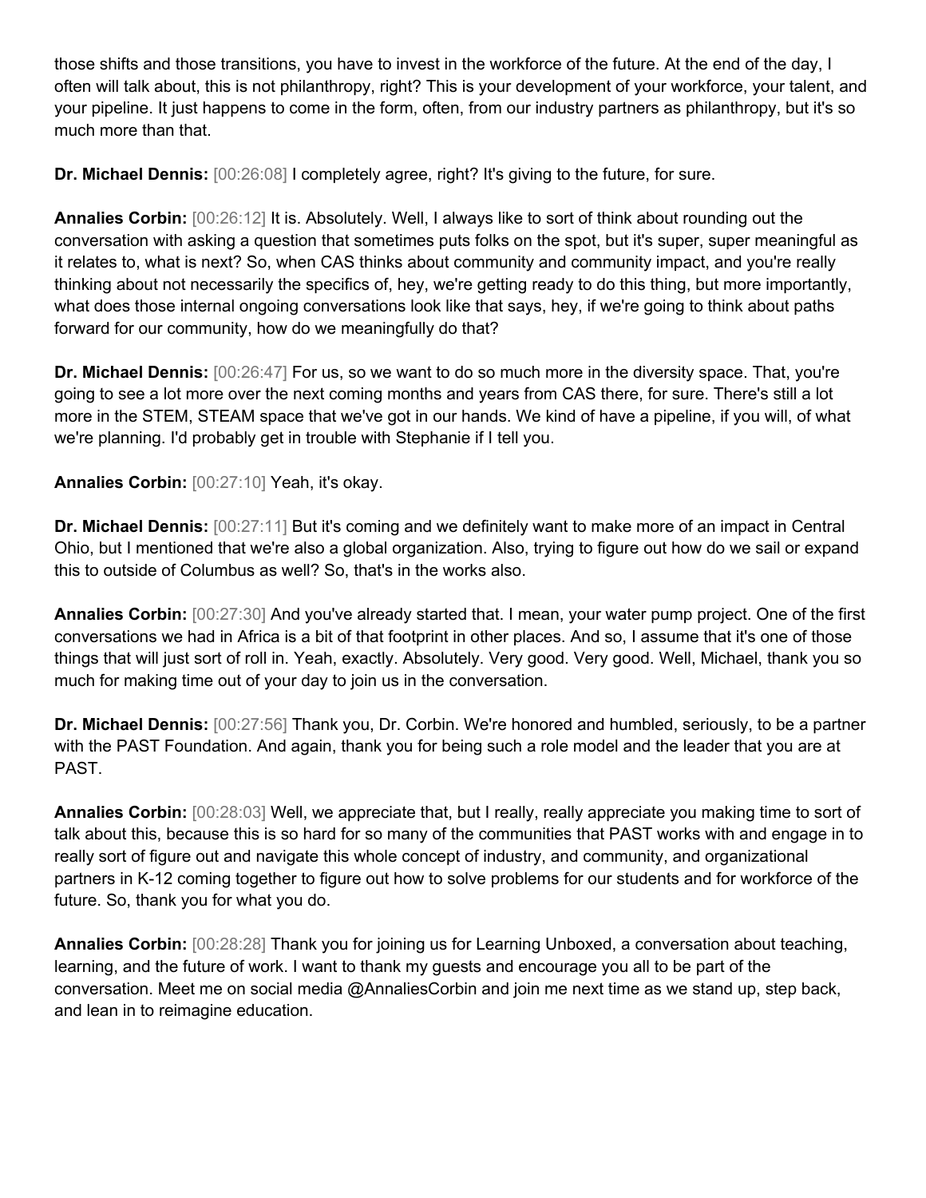those shifts and those transitions, you have to invest in the workforce of the future. At the end of the day, I often will talk about, this is not philanthropy, right? This is your development of your workforce, your talent, and your pipeline. It just happens to come in the form, often, from our industry partners as philanthropy, but it's so much more than that.

**Dr. Michael Dennis:** [00:26:08] I completely agree, right? It's giving to the future, for sure.

**Annalies Corbin:** [00:26:12] It is. Absolutely. Well, I always like to sort of think about rounding out the conversation with asking a question that sometimes puts folks on the spot, but it's super, super meaningful as it relates to, what is next? So, when CAS thinks about community and community impact, and you're really thinking about not necessarily the specifics of, hey, we're getting ready to do this thing, but more importantly, what does those internal ongoing conversations look like that says, hey, if we're going to think about paths forward for our community, how do we meaningfully do that?

**Dr. Michael Dennis:** [00:26:47] For us, so we want to do so much more in the diversity space. That, you're going to see a lot more over the next coming months and years from CAS there, for sure. There's still a lot more in the STEM, STEAM space that we've got in our hands. We kind of have a pipeline, if you will, of what we're planning. I'd probably get in trouble with Stephanie if I tell you.

**Annalies Corbin:** [00:27:10] Yeah, it's okay.

**Dr. Michael Dennis:** [00:27:11] But it's coming and we definitely want to make more of an impact in Central Ohio, but I mentioned that we're also a global organization. Also, trying to figure out how do we sail or expand this to outside of Columbus as well? So, that's in the works also.

**Annalies Corbin:** [00:27:30] And you've already started that. I mean, your water pump project. One of the first conversations we had in Africa is a bit of that footprint in other places. And so, I assume that it's one of those things that will just sort of roll in. Yeah, exactly. Absolutely. Very good. Very good. Well, Michael, thank you so much for making time out of your day to join us in the conversation.

**Dr. Michael Dennis:** [00:27:56] Thank you, Dr. Corbin. We're honored and humbled, seriously, to be a partner with the PAST Foundation. And again, thank you for being such a role model and the leader that you are at PAST.

**Annalies Corbin:** [00:28:03] Well, we appreciate that, but I really, really appreciate you making time to sort of talk about this, because this is so hard for so many of the communities that PAST works with and engage in to really sort of figure out and navigate this whole concept of industry, and community, and organizational partners in K-12 coming together to figure out how to solve problems for our students and for workforce of the future. So, thank you for what you do.

**Annalies Corbin:** [00:28:28] Thank you for joining us for Learning Unboxed, a conversation about teaching, learning, and the future of work. I want to thank my guests and encourage you all to be part of the conversation. Meet me on social media @AnnaliesCorbin and join me next time as we stand up, step back, and lean in to reimagine education.